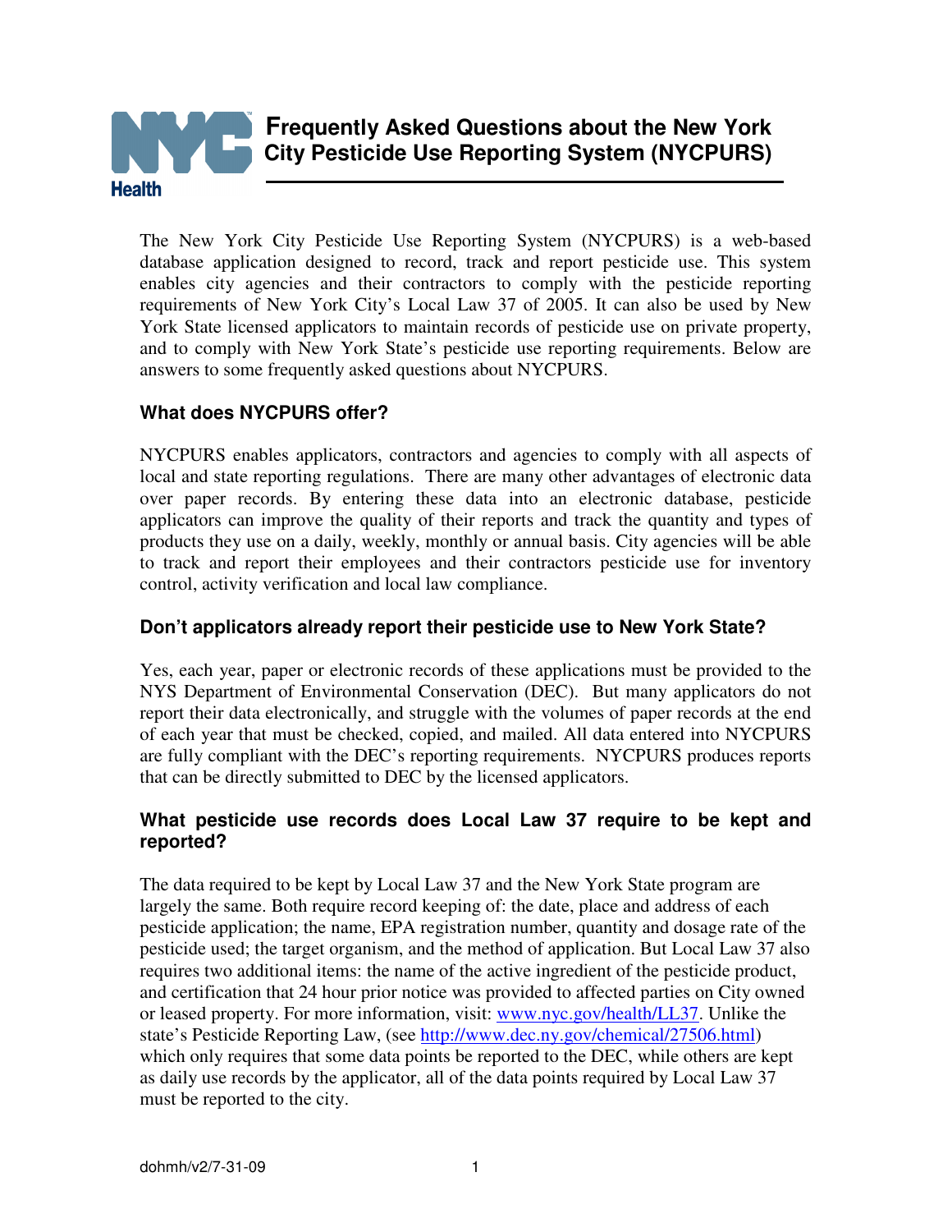# Frequently Asked Questions about the New York City Pesticide Use Reporting System (NYCPURS)

The New York City Pesticide Use Reporting System (NYCPURS) is a web-based database application designed to record, track and report pesticide use. This system enables city agencies and their contractors to comply with the pesticide reporting requirements of New York City's Local Law 37 of 2005. It can also be used by New York State licensed applicators to maintain records of pesticide use on private property, and to comply with New York State's pesticide use reporting requirements. Below are answers to some frequently asked questions about NYCPURS.

### What does NYCPURS offer?

NYCPURS enables applicators, contractors and agencies to comply with all aspects of local and state reporting regulations. There are many other advantages of electronic data over paper records. By entering these data into an electronic database, pesticide applicators can improve the quality of their reports and track the quantity and types of products they use on a daily, weekly, monthly or annual basis. City agencies will be able to track and report their employees and their contractors pesticide use for inventory control, activity verification and local law compliance.

### Don't applicators already report their pesticide use to New York State?

Yes, each year, paper or electronic records of these applications must be provided to the NYS Department of Environmental Conservation (DEC). But many applicators do not report their data electronically, and struggle with the volumes of paper records at the end of each year that must be checked, copied, and mailed. All data entered into NYCPURS are fully compliant with the DEC's reporting requirements. NYCPURS produces reports that can be directly submitted to DEC by the licensed applicators.

### What pesticide use records does Local Law 37 require to be kept and reported?

The data required to be kept by Local Law 37 and the New York State program are largely the same. Both require record keeping of: the date, place and address of each pesticide application; the name, EPA registration number, quantity and dosage rate of the pesticide used; the target organism, and the method of application. But Local Law 37 also requires two additional items: the name of the active ingredient of the pesticide product, and certification that 24 hour prior notice was provided to affected parties on City owned or leased property. For more information, visit: www.nyc.gov/health/LL37. Unlike the state's Pesticide Reporting Law, (see http://www.dec.ny.gov/chemical/27506.html) which only requires that some data points be reported to the DEC, while others are kept as daily use records by the applicator, all of the data points required by Local Law 37 must be reported to the city.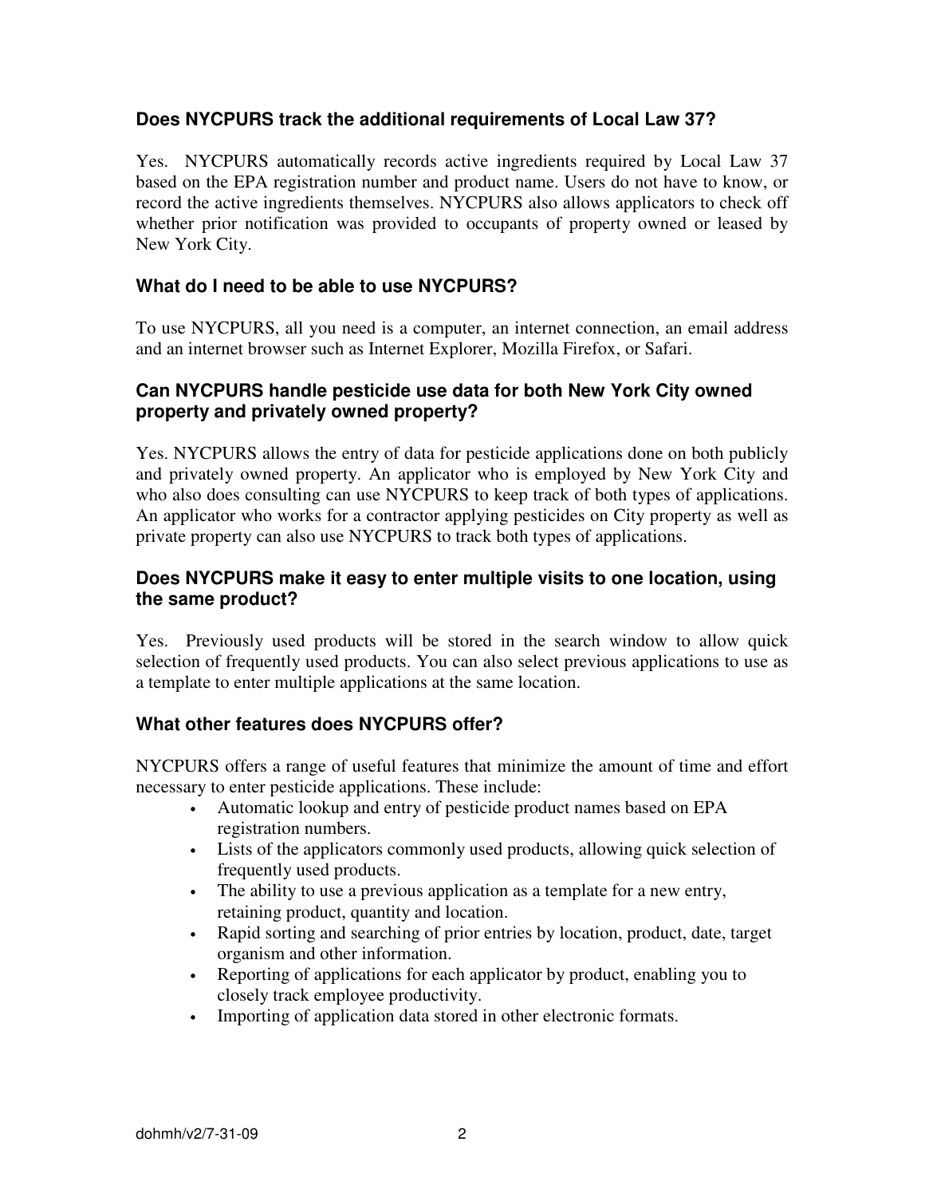### Does NYCPURS track the additional requirements of Local Law 37?

Yes. NYCPURS automatically records active ingredients required by Local Law 37 based on the EPA registration number and product name. Users do not have to know, or record the active ingredients themselves. NYCPURS also allows applicators to check off whether prior notification was provided to occupants of property owned or leased by New York City.

### What do I need to be able to use NYCPURS?

To use NYCPURS, all you need is a computer, an internet connection, an email address and an internet browser such as Internet Explorer, Mozilla Firefox, or Safari.

### Can NYCPURS handle pesticide use data for both New York City owned property and privately owned property?

Yes. NYCPURS allows the entry of data for pesticide applications done on both publicly and privately owned property. An applicator who is employed by New York City and who also does consulting can use NYCPURS to keep track of both types of applications. An applicator who works for a contractor applying pesticides on City property as well as private property can also use NYCPURS to track both types of applications.

### Does NYCPURS make it easy to enter multiple visits to one location, using the same product?

Yes. Previously used products will be stored in the search window to allow quick selection of frequently used products. You can also select previous applications to use as a template to enter multiple applications at the same location.

### What other features does NYCPURS offer?

NYCPURS offers a range of useful features that minimize the amount of time and effort necessary to enter pesticide applications. These include:

- Automatic lookup and entry of pesticide product names based on EPA registration numbers.
- Lists of the applicators commonly used products, allowing quick selection of frequently used products.
- The ability to use a previous application as a template for a new entry, retaining product, quantity and location.
- Rapid sorting and searching of prior entries by location, product, date, target organism and other information.
- Reporting of applications for each applicator by product, enabling you to closely track employee productivity.
- Importing of application data stored in other electronic formats.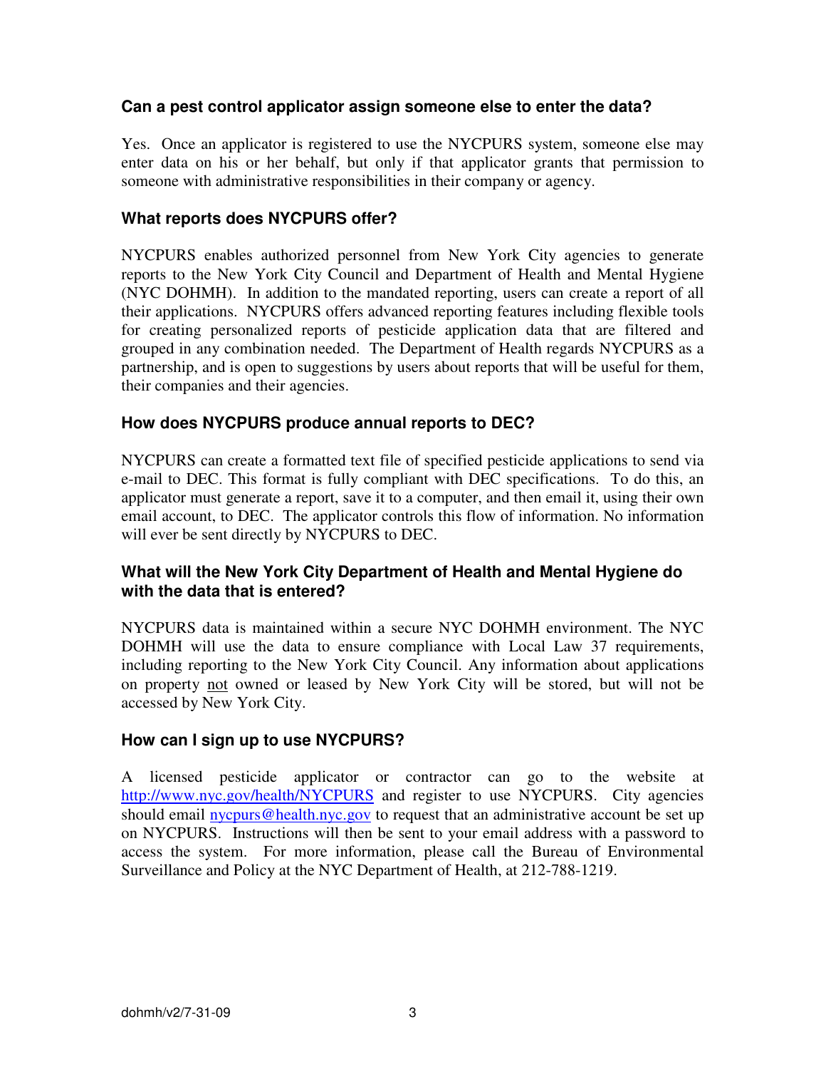### Can a pest control applicator assign someone else to enter the data?

Yes. Once an applicator is registered to use the NYCPURS system, someone else may enter data on his or her behalf, but only if that applicator grants that permission to someone with administrative responsibilities in their company or agency.

### What reports does NYCPURS offer?

NYCPURS enables authorized personnel from New York City agencies to generate reports to the New York City Council and Department of Health and Mental Hygiene (NYC DOHMH). In addition to the mandated reporting, users can create a report of all their applications. NYCPURS offers advanced reporting features including flexible tools for creating personalized reports of pesticide application data that are filtered and grouped in any combination needed. The Department of Health regards NYCPURS as a partnership, and is open to suggestions by users about reports that will be useful for them, their companies and their agencies.

### How does NYCPURS produce annual reports to DEC?

NYCPURS can create a formatted text file of specified pesticide applications to send via e-mail to DEC. This format is fully compliant with DEC specifications. To do this, an applicator must generate a report, save it to a computer, and then email it, using their own email account, to DEC. The applicator controls this flow of information. No information will ever be sent directly by NYCPURS to DEC.

### What will the New York City Department of Health and Mental Hygiene do with the data that is entered?

NYCPURS data is maintained within a secure NYC DOHMH environment. The NYC DOHMH will use the data to ensure compliance with Local Law 37 requirements, including reporting to the New York City Council. Any information about applications on property not owned or leased by New York City will be stored, but will not be accessed by New York City.

### How can I sign up to use NYCPURS?

A licensed pesticide applicator or contractor can go to the website at http://www.nyc.gov/health/NYCPURS and register to use NYCPURS. City agencies should email nycpurs@health.nyc.gov to request that an administrative account be set up on NYCPURS. Instructions will then be sent to your email address with a password to access the system. For more information, please call the Bureau of Environmental Surveillance and Policy at the NYC Department of Health, at 212-788-1219.

dohmh/v2/7-31-09